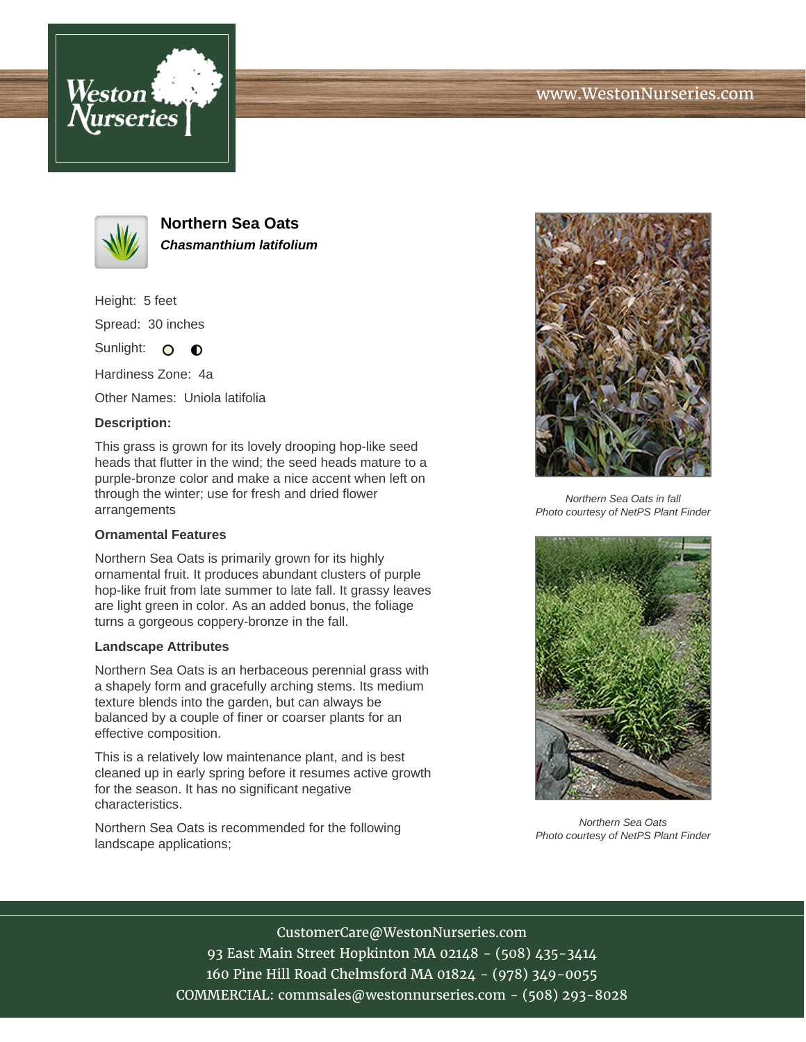# Northern Sea Oats

***Chasmanthium latifolium***

Height: 5 feet

Spread: 30 inches

Sunlight:

Hardiness Zone: 4a

Other Names: Uniola latifolia

**Description:**

This grass is grown for its lovely drooping hop-like seed heads that flutter in the wind; the seed heads mature to a purple-bronze color and make a nice accent when left on through the winter; use for fresh and dried flower arrangements

### Ornamental Features

Northern Sea Oats is primarily grown for its highly ornamental fruit. It produces abundant clusters of purple hop-like fruit from late summer to late fall. It grassy leaves are light green in color. As an added bonus, the foliage turns a gorgeous coppery-bronze in the fall.

### Landscape Attributes

Northern Sea Oats is an herbaceous perennial grass with a shapely form and gracefully arching stems. Its medium texture blends into the garden, but can always be balanced by a couple of finer or coarser plants for an effective composition.

This is a relatively low maintenance plant, and is best cleaned up in early spring before it resumes active growth for the season. It has no significant negative characteristics.

Northern Sea Oats is recommended for the following landscape applications;

*Northern Sea Oats in fall*
*Photo courtesy of NetPS Plant Finder*

*Northern Sea Oats*
*Photo courtesy of NetPS Plant Finder*

CustomerCare@WestonNurseries.com
93 East Main Street Hopkinton MA 02148 - (508) 435-3414
160 Pine Hill Road Chelmsford MA 01824 - (978) 349-0055
COMMERCIAL: commsales@westonnurseries.com - (508) 293-8028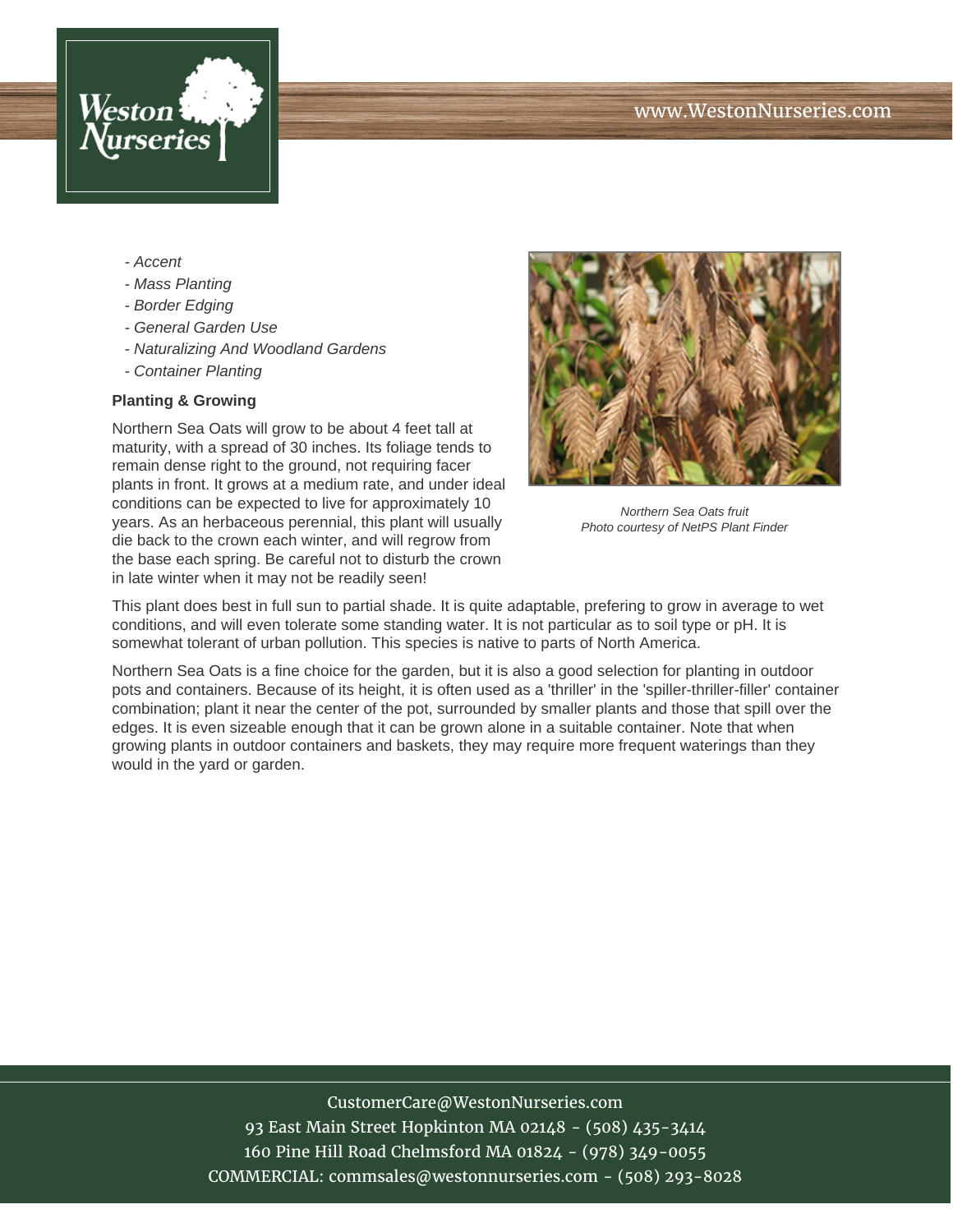- *Accent*
- *Mass Planting*
- *Border Edging*
- *General Garden Use*
- *Naturalizing And Woodland Gardens*
- *Container Planting*

**Planting & Growing**

Northern Sea Oats will grow to be about 4 feet tall at maturity, with a spread of 30 inches. Its foliage tends to remain dense right to the ground, not requiring facer plants in front. It grows at a medium rate, and under ideal conditions can be expected to live for approximately 10 years. As an herbaceous perennial, this plant will usually die back to the crown each winter, and will regrow from the base each spring. Be careful not to disturb the crown in late winter when it may not be readily seen!

*Northern Sea Oats fruit*
*Photo courtesy of NetPS Plant Finder*

This plant does best in full sun to partial shade. It is quite adaptable, prefering to grow in average to wet conditions, and will even tolerate some standing water. It is not particular as to soil type or pH. It is somewhat tolerant of urban pollution. This species is native to parts of North America.

Northern Sea Oats is a fine choice for the garden, but it is also a good selection for planting in outdoor pots and containers. Because of its height, it is often used as a 'thriller' in the 'spiller-thriller-filler' container combination; plant it near the center of the pot, surrounded by smaller plants and those that spill over the edges. It is even sizeable enough that it can be grown alone in a suitable container. Note that when growing plants in outdoor containers and baskets, they may require more frequent waterings than they would in the yard or garden.